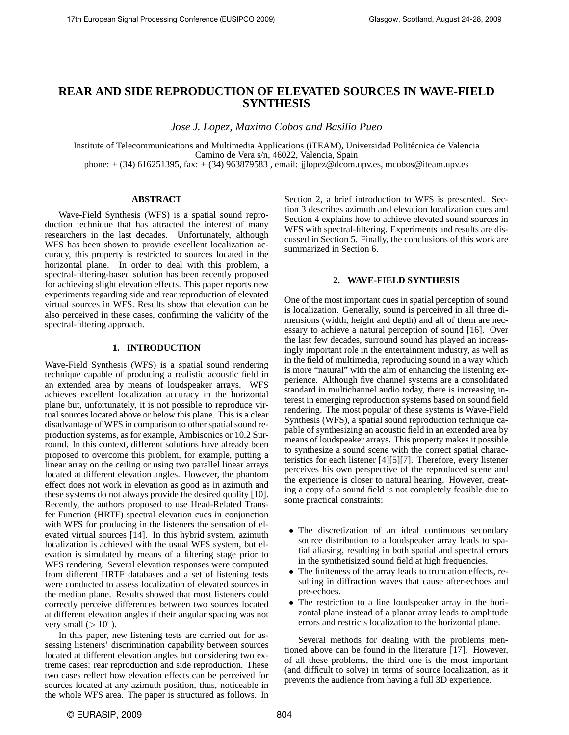# REAR AND SIDE REPRODUCTION OF ELEVATED SOURCES IN WAVE-FIELD SYNTHESIS

*Jose J. Lopez, Maximo Cobos and Basilio Pueo*

Institute of Telecommunications and Multimedia Applications (iTEAM), Universidad Politécnica de Valencia
Camino de Vera s/n, 46022, Valencia, Spain
phone: + (34) 616251395, fax: + (34) 963879583 , email: jjlopez@dcom.upv.es, mcobos@iteam.upv.es

## ABSTRACT

Wave-Field Synthesis (WFS) is a spatial sound reproduction technique that has attracted the interest of many researchers in the last decades. Unfortunately, although WFS has been shown to provide excellent localization accuracy, this property is restricted to sources located in the horizontal plane. In order to deal with this problem, a spectral-filtering-based solution has been recently proposed for achieving slight elevation effects. This paper reports new experiments regarding side and rear reproduction of elevated virtual sources in WFS. Results show that elevation can be also perceived in these cases, confirming the validity of the spectral-filtering approach.

## 1. INTRODUCTION

Wave-Field Synthesis (WFS) is a spatial sound rendering technique capable of producing a realistic acoustic field in an extended area by means of loudspeaker arrays. WFS achieves excellent localization accuracy in the horizontal plane but, unfortunately, it is not possible to reproduce virtual sources located above or below this plane. This is a clear disadvantage of WFS in comparison to other spatial sound reproduction systems, as for example, Ambisonics or 10.2 Surround. In this context, different solutions have already been proposed to overcome this problem, for example, putting a linear array on the ceiling or using two parallel linear arrays located at different elevation angles. However, the phantom effect does not work in elevation as good as in azimuth and these systems do not always provide the desired quality [10]. Recently, the authors proposed to use Head-Related Transfer Function (HRTF) spectral elevation cues in conjunction with WFS for producing in the listeners the sensation of elevated virtual sources [14]. In this hybrid system, azimuth localization is achieved with the usual WFS system, but elevation is simulated by means of a filtering stage prior to WFS rendering. Several elevation responses were computed from different HRTF databases and a set of listening tests were conducted to assess localization of elevated sources in the median plane. Results showed that most listeners could correctly perceive differences between two sources located at different elevation angles if their angular spacing was not very small ($> 10^{\circ}$).

In this paper, new listening tests are carried out for assessing listeners' discrimination capability between sources located at different elevation angles but considering two extreme cases: rear reproduction and side reproduction. These two cases reflect how elevation effects can be perceived for sources located at any azimuth position, thus, noticeable in the whole WFS area. The paper is structured as follows. In Section 2, a brief introduction to WFS is presented. Section 3 describes azimuth and elevation localization cues and Section 4 explains how to achieve elevated sound sources in WFS with spectral-filtering. Experiments and results are discussed in Section 5. Finally, the conclusions of this work are summarized in Section 6.

## 2. WAVE-FIELD SYNTHESIS

One of the most important cues in spatial perception of sound is localization. Generally, sound is perceived in all three dimensions (width, height and depth) and all of them are necessary to achieve a natural perception of sound [16]. Over the last few decades, surround sound has played an increasingly important role in the entertainment industry, as well as in the field of multimedia, reproducing sound in a way which is more "natural" with the aim of enhancing the listening experience. Although five channel systems are a consolidated standard in multichannel audio today, there is increasing interest in emerging reproduction systems based on sound field rendering. The most popular of these systems is Wave-Field Synthesis (WFS), a spatial sound reproduction technique capable of synthesizing an acoustic field in an extended area by means of loudspeaker arrays. This property makes it possible to synthesize a sound scene with the correct spatial characteristics for each listener [4][5][7]. Therefore, every listener perceives his own perspective of the reproduced scene and the experience is closer to natural hearing. However, creating a copy of a sound field is not completely feasible due to some practical constraints:

- The discretization of an ideal continuous secondary source distribution to a loudspeaker array leads to spatial aliasing, resulting in both spatial and spectral errors in the synthetisized sound field at high frequencies.
- The finiteness of the array leads to truncation effects, resulting in diffraction waves that cause after-echoes and pre-echoes.
- The restriction to a line loudspeaker array in the horizontal plane instead of a planar array leads to amplitude errors and restricts localization to the horizontal plane.

Several methods for dealing with the problems mentioned above can be found in the literature [17]. However, of all these problems, the third one is the most important (and difficult to solve) in terms of source localization, as it prevents the audience from having a full 3D experience.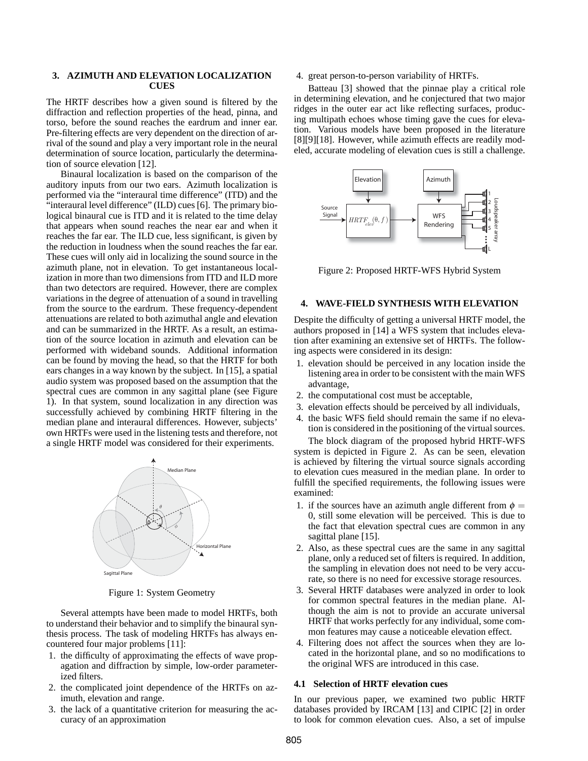## 3. AZIMUTH AND ELEVATION LOCALIZATION CUES

The HRTF describes how a given sound is filtered by the diffraction and reflection properties of the head, pinna, and torso, before the sound reaches the eardrum and inner ear. Pre-filtering effects are very dependent on the direction of arrival of the sound and play a very important role in the neural determination of source location, particularly the determination of source elevation [12].

Binaural localization is based on the comparison of the auditory inputs from our two ears. Azimuth localization is performed via the "interaural time difference" (ITD) and the "interaural level difference" (ILD) cues [6]. The primary biological binaural cue is ITD and it is related to the time delay that appears when sound reaches the near ear and when it reaches the far ear. The ILD cue, less significant, is given by the reduction in loudness when the sound reaches the far ear. These cues will only aid in localizing the sound source in the azimuth plane, not in elevation. To get instantaneous localization in more than two dimensions from ITD and ILD more than two detectors are required. However, there are complex variations in the degree of attenuation of a sound in travelling from the source to the eardrum. These frequency-dependent attenuations are related to both azimuthal angle and elevation and can be summarized in the HRTF. As a result, an estimation of the source location in azimuth and elevation can be performed with wideband sounds. Additional information can be found by moving the head, so that the HRTF for both ears changes in a way known by the subject. In [15], a spatial audio system was proposed based on the assumption that the spectral cues are common in any sagittal plane (see Figure 1). In that system, sound localization in any direction was successfully achieved by combining HRTF filtering in the median plane and interaural differences. However, subjects' own HRTFs were used in the listening tests and therefore, not a single HRTF model was considered for their experiments.

Figure 1: System Geometry

Several attempts have been made to model HRTFs, both to understand their behavior and to simplify the binaural synthesis process. The task of modeling HRTFs has always encountered four major problems [11]:

1. the difficulty of approximating the effects of wave propagation and diffraction by simple, low-order parameterized filters.
2. the complicated joint dependence of the HRTFs on azimuth, elevation and range.
3. the lack of a quantitative criterion for measuring the accuracy of an approximation
4. great person-to-person variability of HRTFs.

Batteau [3] showed that the pinnae play a critical role in determining elevation, and he conjectured that two major ridges in the outer ear act like reflecting surfaces, producing multipath echoes whose timing gave the cues for elevation. Various models have been proposed in the literature [8][9][18]. However, while azimuth effects are readily modeled, accurate modeling of elevation cues is still a challenge.

Figure 2: Proposed HRTF-WFS Hybrid System

## 4. WAVE-FIELD SYNTHESIS WITH ELEVATION

Despite the difficulty of getting a universal HRTF model, the authors proposed in [14] a WFS system that includes elevation after examining an extensive set of HRTFs. The following aspects were considered in its design:

1. elevation should be perceived in any location inside the listening area in order to be consistent with the main WFS advantage,
2. the computational cost must be acceptable,
3. elevation effects should be perceived by all individuals,
4. the basic WFS field should remain the same if no elevation is considered in the positioning of the virtual sources.

The block diagram of the proposed hybrid HRTF-WFS system is depicted in Figure 2. As can be seen, elevation is achieved by filtering the virtual source signals according to elevation cues measured in the median plane. In order to fulfill the specified requirements, the following issues were examined:

1. if the sources have an azimuth angle different from $\phi = 0$, still some elevation will be perceived. This is due to the fact that elevation spectral cues are common in any sagittal plane [15].
2. Also, as these spectral cues are the same in any sagittal plane, only a reduced set of filters is required. In addition, the sampling in elevation does not need to be very accurate, so there is no need for excessive storage resources.
3. Several HRTF databases were analyzed in order to look for common spectral features in the median plane. Although the aim is not to provide an accurate universal HRTF that works perfectly for any individual, some common features may cause a noticeable elevation effect.
4. Filtering does not affect the sources when they are located in the horizontal plane, and so no modifications to the original WFS are introduced in this case.

### 4.1 Selection of HRTF elevation cues

In our previous paper, we examined two public HRTF databases provided by IRCAM [13] and CIPIC [2] in order to look for common elevation cues. Also, a set of impulse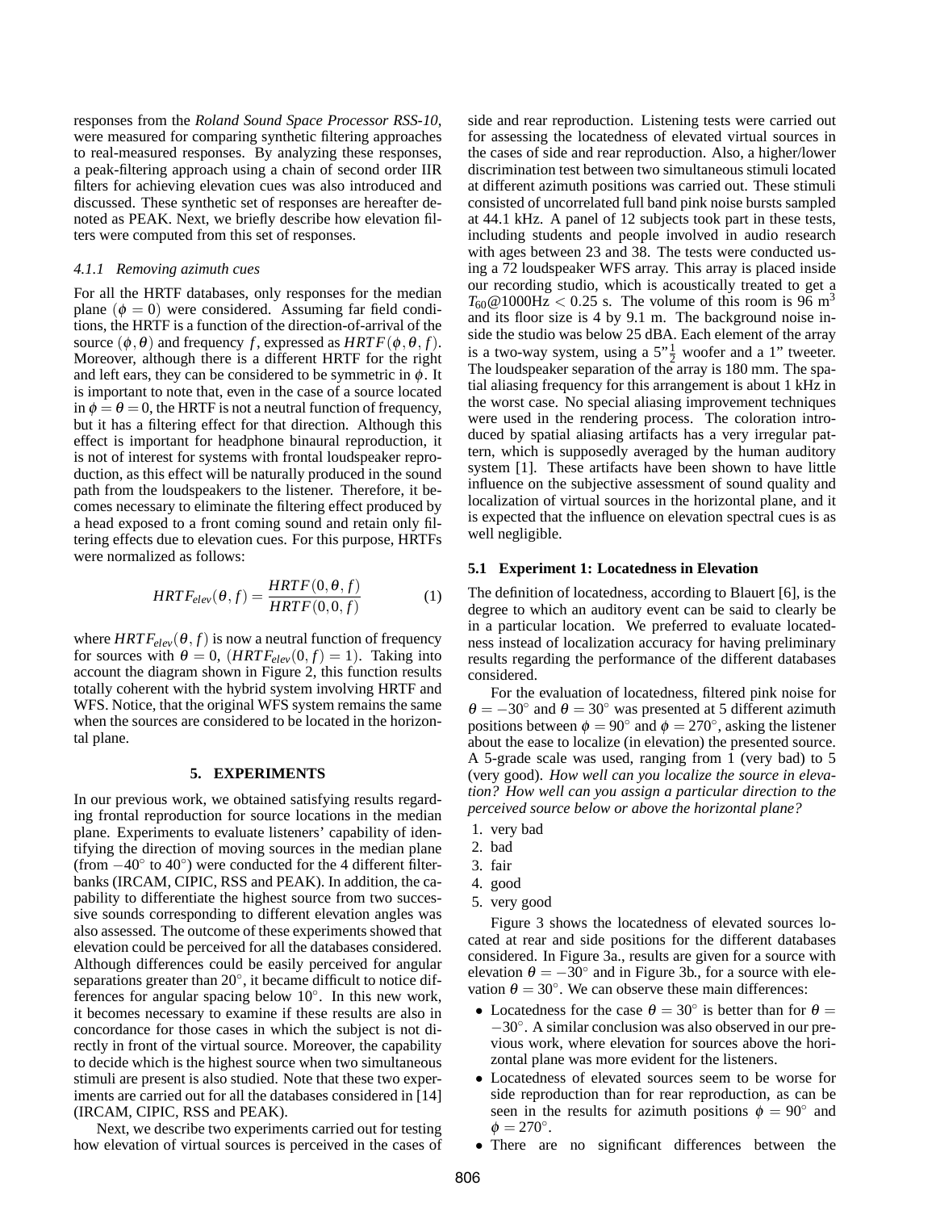responses from the *Roland Sound Space Processor RSS-10*, were measured for comparing synthetic filtering approaches to real-measured responses. By analyzing these responses, a peak-filtering approach using a chain of second order IIR filters for achieving elevation cues was also introduced and discussed. These synthetic set of responses are hereafter denoted as PEAK. Next, we briefly describe how elevation filters were computed from this set of responses.

#### 4.1.1 Removing azimuth cues

For all the HRTF databases, only responses for the median plane ($\phi = 0$) were considered. Assuming far field conditions, the HRTF is a function of the direction-of-arrival of the source $(\phi, \theta)$ and frequency $f$, expressed as $HRTF(\phi, \theta, f)$. Moreover, although there is a different HRTF for the right and left ears, they can be considered to be symmetric in $\phi$. It is important to note that, even in the case of a source located in $\phi = \theta = 0$, the HRTF is not a neutral function of frequency, but it has a filtering effect for that direction. Although this effect is important for headphone binaural reproduction, it is not of interest for systems with frontal loudspeaker reproduction, as this effect will be naturally produced in the sound path from the loudspeakers to the listener. Therefore, it becomes necessary to eliminate the filtering effect produced by a head exposed to a front coming sound and retain only filtering effects due to elevation cues. For this purpose, HRTFs were normalized as follows:

$$HRTF_{elev}(\theta, f) = \frac{HRTF(0, \theta, f)}{HRTF(0, 0, f)} \quad (1)$$

where $HRTF_{elev}(\theta, f)$ is now a neutral function of frequency for sources with $\theta = 0$, $(HRTF_{elev}(0, f) = 1)$. Taking into account the diagram shown in Figure 2, this function results totally coherent with the hybrid system involving HRTF and WFS. Notice, that the original WFS system remains the same when the sources are considered to be located in the horizontal plane.

## 5. EXPERIMENTS

In our previous work, we obtained satisfying results regarding frontal reproduction for source locations in the median plane. Experiments to evaluate listeners' capability of identifying the direction of moving sources in the median plane (from $-40^\circ$ to $40^\circ$) were conducted for the 4 different filterbanks (IRCAM, CIPIC, RSS and PEAK). In addition, the capability to differentiate the highest source from two successive sounds corresponding to different elevation angles was also assessed. The outcome of these experiments showed that elevation could be perceived for all the databases considered. Although differences could be easily perceived for angular separations greater than $20^\circ$, it became difficult to notice differences for angular spacing below $10^\circ$. In this new work, it becomes necessary to examine if these results are also in concordance for those cases in which the subject is not directly in front of the virtual source. Moreover, the capability to decide which is the highest source when two simultaneous stimuli are present is also studied. Note that these two experiments are carried out for all the databases considered in [14] (IRCAM, CIPIC, RSS and PEAK).

Next, we describe two experiments carried out for testing how elevation of virtual sources is perceived in the cases of side and rear reproduction. Listening tests were carried out for assessing the locatedness of elevated virtual sources in the cases of side and rear reproduction. Also, a higher/lower discrimination test between two simultaneous stimuli located at different azimuth positions was carried out. These stimuli consisted of uncorrelated full band pink noise bursts sampled at 44.1 kHz. A panel of 12 subjects took part in these tests, including students and people involved in audio research with ages between 23 and 38. The tests were conducted using a 72 loudspeaker WFS array. This array is placed inside our recording studio, which is acoustically treated to get a $T_{60}$@1000Hz $< 0.25$ s. The volume of this room is 96 m$^3$ and its floor size is 4 by 9.1 m. The background noise inside the studio was below 25 dBA. Each element of the array is a two-way system, using a 5"$\frac{1}{2}$ woofer and a 1" tweeter. The loudspeaker separation of the array is 180 mm. The spatial aliasing frequency for this arrangement is about 1 kHz in the worst case. No special aliasing improvement techniques were used in the rendering process. The coloration introduced by spatial aliasing artifacts has a very irregular pattern, which is supposedly averaged by the human auditory system [1]. These artifacts have been shown to have little influence on the subjective assessment of sound quality and localization of virtual sources in the horizontal plane, and it is expected that the influence on elevation spectral cues is as well negligible.

### 5.1 Experiment 1: Locatedness in Elevation

The definition of locatedness, according to Blauert [6], is the degree to which an auditory event can be said to clearly be in a particular location. We preferred to evaluate locatedness instead of localization accuracy for having preliminary results regarding the performance of the different databases considered.

For the evaluation of locatedness, filtered pink noise for $\theta = -30^\circ$ and $\theta = 30^\circ$ was presented at 5 different azimuth positions between $\phi = 90^\circ$ and $\phi = 270^\circ$, asking the listener about the ease to localize (in elevation) the presented source. A 5-grade scale was used, ranging from 1 (very bad) to 5 (very good). *How well can you localize the source in elevation? How well can you assign a particular direction to the perceived source below or above the horizontal plane?*

1. very bad
2. bad
3. fair
4. good
5. very good

Figure 3 shows the locatedness of elevated sources located at rear and side positions for the different databases considered. In Figure 3a., results are given for a source with elevation $\theta = -30^\circ$ and in Figure 3b., for a source with elevation $\theta = 30^\circ$. We can observe these main differences:

- Locatedness for the case $\theta = 30^\circ$ is better than for $\theta = -30^\circ$. A similar conclusion was also observed in our previous work, where elevation for sources above the horizontal plane was more evident for the listeners.
- Locatedness of elevated sources seem to be worse for side reproduction than for rear reproduction, as can be seen in the results for azimuth positions $\phi = 90^\circ$ and $\phi = 270^\circ$.
- There are no significant differences between the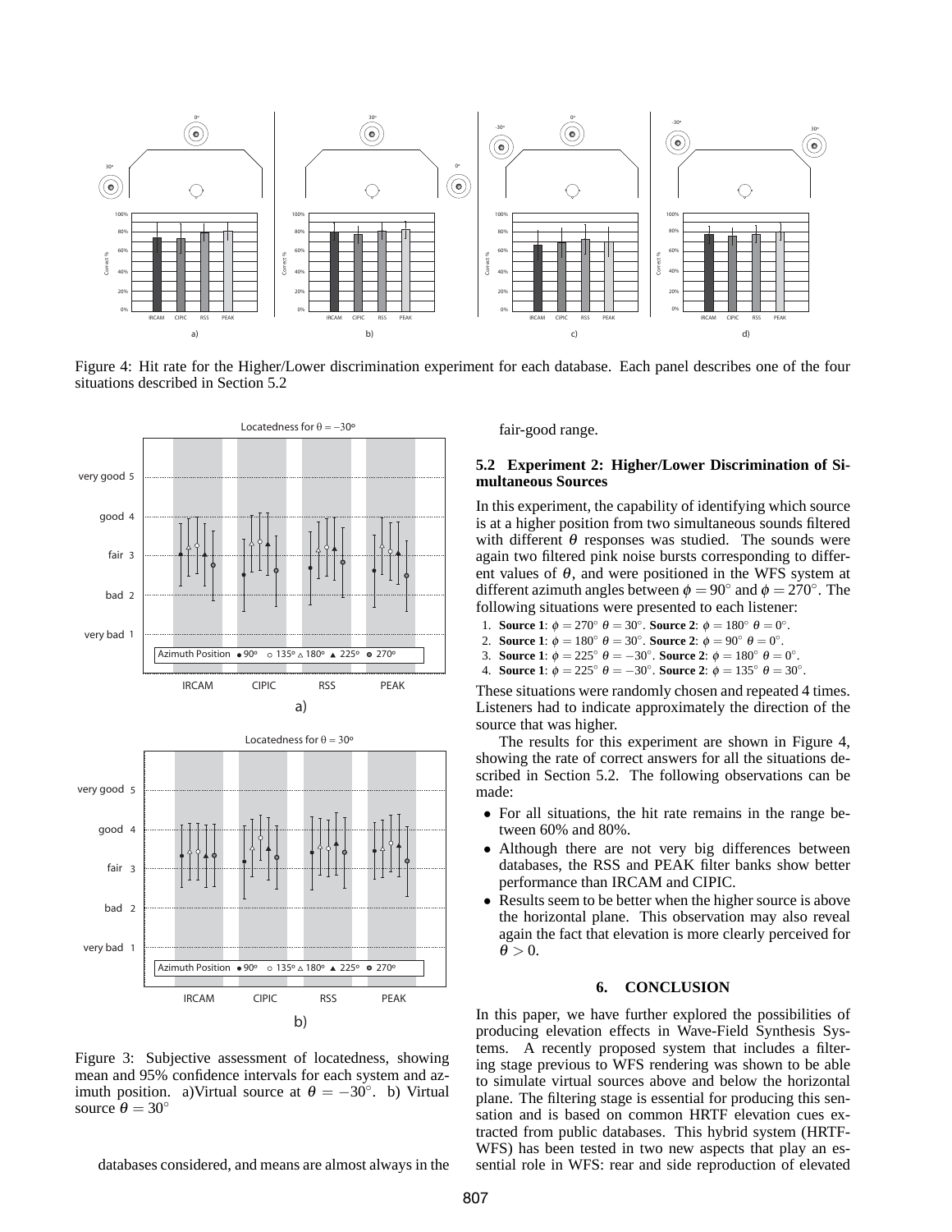Figure 4: Hit rate for the Higher/Lower discrimination experiment for each database. Each panel describes one of the four situations described in Section 5.2

Figure 3: Subjective assessment of locatedness, showing mean and 95% confidence intervals for each system and azimuth position. a)Virtual source at $\theta = -30^\circ$. b) Virtual source $\theta = 30^\circ$

databases considered, and means are almost always in the fair-good range.

### 5.2 Experiment 2: Higher/Lower Discrimination of Simultaneous Sources

In this experiment, the capability of identifying which source is at a higher position from two simultaneous sounds filtered with different $\theta$ responses was studied. The sounds were again two filtered pink noise bursts corresponding to different values of $\theta$, and were positioned in the WFS system at different azimuth angles between $\phi = 90^\circ$ and $\phi = 270^\circ$. The following situations were presented to each listener:

1. **Source 1**: $\phi = 270^\circ$ $\theta = 30^\circ$. **Source 2**: $\phi = 180^\circ$ $\theta = 0^\circ$.
2. **Source 1**: $\phi = 180^\circ$ $\theta = 30^\circ$. **Source 2**: $\phi = 90^\circ$ $\theta = 0^\circ$.
3. **Source 1**: $\phi = 225^\circ$ $\theta = -30^\circ$. **Source 2**: $\phi = 180^\circ$ $\theta = 0^\circ$.
4. **Source 1**: $\phi = 225^\circ$ $\theta = -30^\circ$. **Source 2**: $\phi = 135^\circ$ $\theta = 30^\circ$.

These situations were randomly chosen and repeated 4 times. Listeners had to indicate approximately the direction of the source that was higher.

The results for this experiment are shown in Figure 4, showing the rate of correct answers for all the situations described in Section 5.2. The following observations can be made:

- For all situations, the hit rate remains in the range between 60% and 80%.
- Although there are not very big differences between databases, the RSS and PEAK filter banks show better performance than IRCAM and CIPIC.
- Results seem to be better when the higher source is above the horizontal plane. This observation may also reveal again the fact that elevation is more clearly perceived for $\theta > 0$.

## 6. CONCLUSION

In this paper, we have further explored the possibilities of producing elevation effects in Wave-Field Synthesis Systems. A recently proposed system that includes a filtering stage previous to WFS rendering was shown to be able to simulate virtual sources above and below the horizontal plane. The filtering stage is essential for producing this sensation and is based on common HRTF elevation cues extracted from public databases. This hybrid system (HRTF-WFS) has been tested in two new aspects that play an essential role in WFS: rear and side reproduction of elevated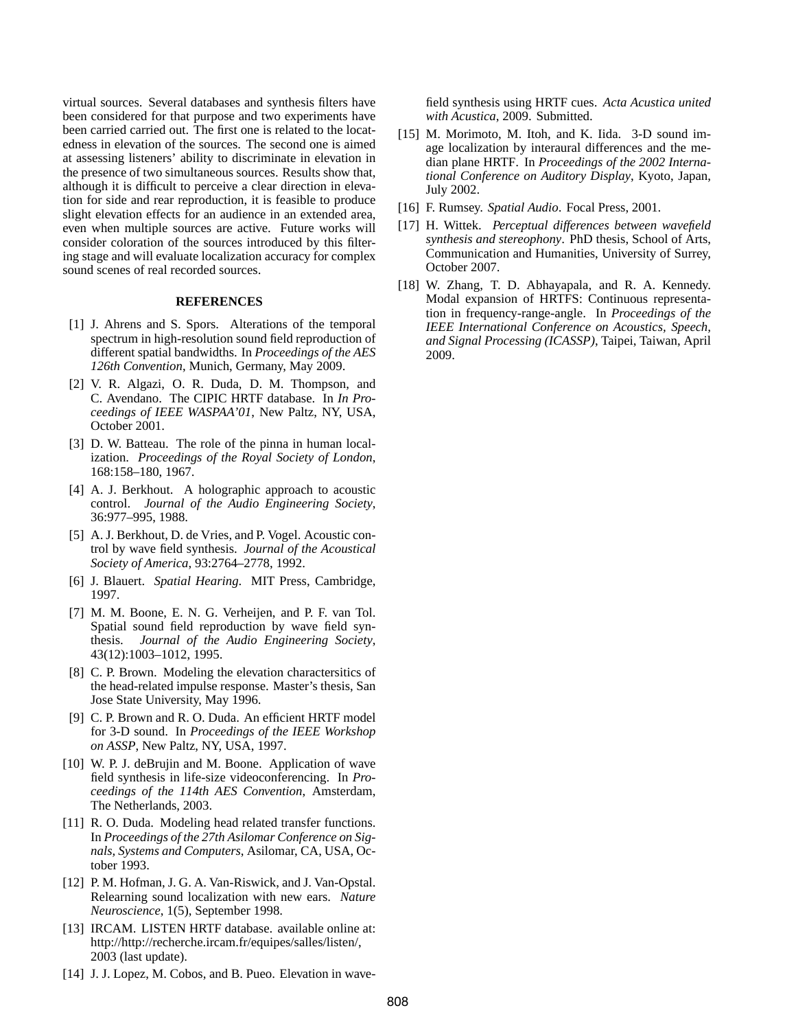virtual sources. Several databases and synthesis filters have been considered for that purpose and two experiments have been carried carried out. The first one is related to the locatedness in elevation of the sources. The second one is aimed at assessing listeners' ability to discriminate in elevation in the presence of two simultaneous sources. Results show that, although it is difficult to perceive a clear direction in elevation for side and rear reproduction, it is feasible to produce slight elevation effects for an audience in an extended area, even when multiple sources are active. Future works will consider coloration of the sources introduced by this filtering stage and will evaluate localization accuracy for complex sound scenes of real recorded sources.

## REFERENCES

[1] J. Ahrens and S. Spors. Alterations of the temporal spectrum in high-resolution sound field reproduction of different spatial bandwidths. In *Proceedings of the AES 126th Convention*, Munich, Germany, May 2009.

[2] V. R. Algazi, O. R. Duda, D. M. Thompson, and C. Avendano. The CIPIC HRTF database. In *In Proceedings of IEEE WASPAA'01*, New Paltz, NY, USA, October 2001.

[3] D. W. Batteau. The role of the pinna in human localization. *Proceedings of the Royal Society of London*, 168:158–180, 1967.

[4] A. J. Berkhout. A holographic approach to acoustic control. *Journal of the Audio Engineering Society*, 36:977–995, 1988.

[5] A. J. Berkhout, D. de Vries, and P. Vogel. Acoustic control by wave field synthesis. *Journal of the Acoustical Society of America*, 93:2764–2778, 1992.

[6] J. Blauert. *Spatial Hearing*. MIT Press, Cambridge, 1997.

[7] M. M. Boone, E. N. G. Verheijen, and P. F. van Tol. Spatial sound field reproduction by wave field synthesis. *Journal of the Audio Engineering Society*, 43(12):1003–1012, 1995.

[8] C. P. Brown. Modeling the elevation charactersitics of the head-related impulse response. Master's thesis, San Jose State University, May 1996.

[9] C. P. Brown and R. O. Duda. An efficient HRTF model for 3-D sound. In *Proceedings of the IEEE Workshop on ASSP*, New Paltz, NY, USA, 1997.

[10] W. P. J. deBrujin and M. Boone. Application of wave field synthesis in life-size videoconferencing. In *Proceedings of the 114th AES Convention*, Amsterdam, The Netherlands, 2003.

[11] R. O. Duda. Modeling head related transfer functions. In *Proceedings of the 27th Asilomar Conference on Signals, Systems and Computers*, Asilomar, CA, USA, October 1993.

[12] P. M. Hofman, J. G. A. Van-Riswick, and J. Van-Opstal. Relearning sound localization with new ears. *Nature Neuroscience*, 1(5), September 1998.

[13] IRCAM. LISTEN HRTF database. available online at: http://http://recherche.ircam.fr/equipes/salles/listen/, 2003 (last update).

[14] J. J. Lopez, M. Cobos, and B. Pueo. Elevation in wavefield synthesis using HRTF cues. *Acta Acustica united with Acustica*, 2009. Submitted.

[15] M. Morimoto, M. Itoh, and K. Iida. 3-D sound image localization by interaural differences and the median plane HRTF. In *Proceedings of the 2002 International Conference on Auditory Display*, Kyoto, Japan, July 2002.

[16] F. Rumsey. *Spatial Audio*. Focal Press, 2001.

[17] H. Wittek. *Perceptual differences between wavefield synthesis and stereophony*. PhD thesis, School of Arts, Communication and Humanities, University of Surrey, October 2007.

[18] W. Zhang, T. D. Abhayapala, and R. A. Kennedy. Modal expansion of HRTFS: Continuous representation in frequency-range-angle. In *Proceedings of the IEEE International Conference on Acoustics, Speech, and Signal Processing (ICASSP)*, Taipei, Taiwan, April 2009.